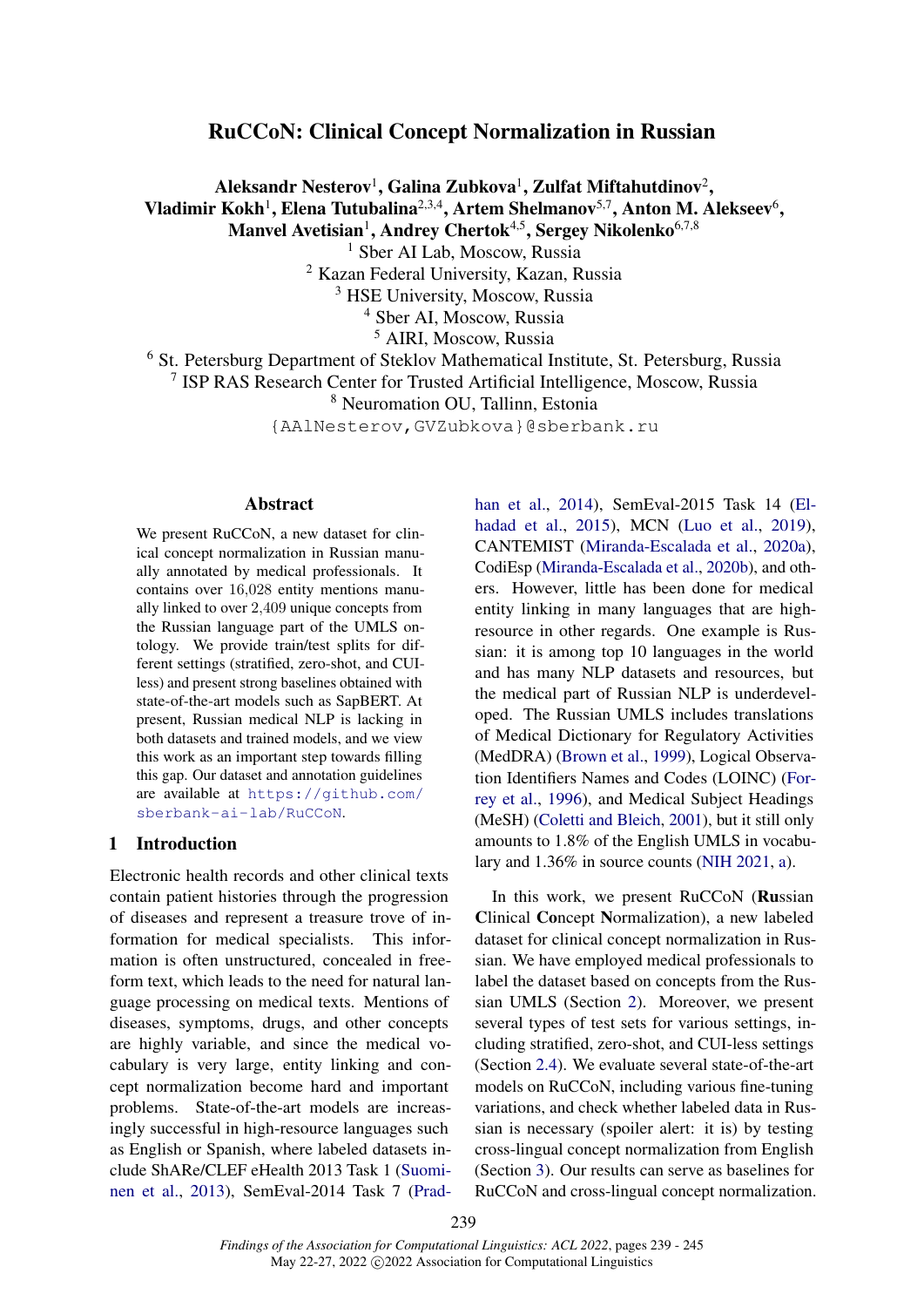# RuCCoN: Clinical Concept Normalization in Russian

**Aleksandr Nesterov[1], Galina Zubkova[1], Zulfat Miftahutdinov[2], Vladimir Kokh[1], Elena Tutubalina[2,3,4], Artem Shelmanov[5,7], Anton M. Alekseev[6], Manvel Avetisian[1], Andrey Chertok[4,5], Sergey Nikolenko[6,7,8]**

[1] Sber AI Lab, Moscow, Russia
[2] Kazan Federal University, Kazan, Russia
[3] HSE University, Moscow, Russia
[4] Sber AI, Moscow, Russia
[5] AIRI, Moscow, Russia
[6] St. Petersburg Department of Steklov Mathematical Institute, St. Petersburg, Russia
[7] ISP RAS Research Center for Trusted Artificial Intelligence, Moscow, Russia
[8] Neuromation OU, Tallinn, Estonia

{AAlNesterov,GVZubkova}@sberbank.ru

## Abstract

We present RuCCoN, a new dataset for clinical concept normalization in Russian manually annotated by medical professionals. It contains over 16,028 entity mentions manually linked to over 2,409 unique concepts from the Russian language part of the UMLS ontology. We provide train/test splits for different settings (stratified, zero-shot, and CUI-less) and present strong baselines obtained with state-of-the-art models such as SapBERT. At present, Russian medical NLP is lacking in both datasets and trained models, and we view this work as an important step towards filling this gap. Our dataset and annotation guidelines are available at https://github.com/sberbank-ai-lab/RuCCoN.

## 1 Introduction

Electronic health records and other clinical texts contain patient histories through the progression of diseases and represent a treasure trove of information for medical specialists. This information is often unstructured, concealed in free-form text, which leads to the need for natural language processing on medical texts. Mentions of diseases, symptoms, drugs, and other concepts are highly variable, and since the medical vocabulary is very large, entity linking and concept normalization become hard and important problems. State-of-the-art models are increasingly successful in high-resource languages such as English or Spanish, where labeled datasets include ShARe/CLEF eHealth 2013 Task 1 (Suominen et al., 2013), SemEval-2014 Task 7 (Pradhan et al., 2014), SemEval-2015 Task 14 (Elhadad et al., 2015), MCN (Luo et al., 2019), CANTEMIST (Miranda-Escalada et al., 2020a), CodiEsp (Miranda-Escalada et al., 2020b), and others. However, little has been done for medical entity linking in many languages that are high-resource in other regards. One example is Russian: it is among top 10 languages in the world and has many NLP datasets and resources, but the medical part of Russian NLP is underdeveloped. The Russian UMLS includes translations of Medical Dictionary for Regulatory Activities (MedDRA) (Brown et al., 1999), Logical Observation Identifiers Names and Codes (LOINC) (Forrey et al., 1996), and Medical Subject Headings (MeSH) (Coletti and Bleich, 2001), but it still only amounts to 1.8% of the English UMLS in vocabulary and 1.36% in source counts (NIH 2021, a).

In this work, we present RuCCoN (**Ru**ssian **C**linical **Co**ncept **N**ormalization), a new labeled dataset for clinical concept normalization in Russian. We have employed medical professionals to label the dataset based on concepts from the Russian UMLS (Section 2). Moreover, we present several types of test sets for various settings, including stratified, zero-shot, and CUI-less settings (Section 2.4). We evaluate several state-of-the-art models on RuCCoN, including various fine-tuning variations, and check whether labeled data in Russian is necessary (spoiler alert: it is) by testing cross-lingual concept normalization from English (Section 3). Our results can serve as baselines for RuCCoN and cross-lingual concept normalization.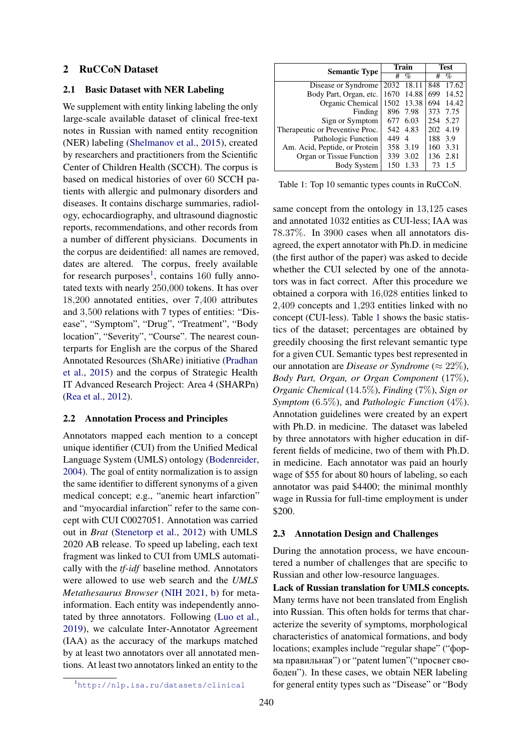## 2 RuCCoN Dataset

### 2.1 Basic Dataset with NER Labeling

We supplement with entity linking labeling the only large-scale available dataset of clinical free-text notes in Russian with named entity recognition (NER) labeling (Shelmanov et al., 2015), created by researchers and practitioners from the Scientific Center of Children Health (SCCH). The corpus is based on medical histories of over 60 SCCH patients with allergic and pulmonary disorders and diseases. It contains discharge summaries, radiology, echocardiography, and ultrasound diagnostic reports, recommendations, and other records from a number of different physicians. Documents in the corpus are deidentified: all names are removed, dates are altered. The corpus, freely available for research purposes[1], contains 160 fully annotated texts with nearly 250,000 tokens. It has over 18,200 annotated entities, over 7,400 attributes and 3,500 relations with 7 types of entities: "Disease", "Symptom", "Drug", "Treatment", "Body location", "Severity", "Course". The nearest counterparts for English are the corpus of the Shared Annotated Resources (ShARe) initiative (Pradhan et al., 2015) and the corpus of Strategic Health IT Advanced Research Project: Area 4 (SHARPn) (Rea et al., 2012).

### 2.2 Annotation Process and Principles

Annotators mapped each mention to a concept unique identifier (CUI) from the Unified Medical Language System (UMLS) ontology (Bodenreider, 2004). The goal of entity normalization is to assign the same identifier to different synonyms of a given medical concept; e.g., "anemic heart infarction" and "myocardial infarction" refer to the same concept with CUI C0027051. Annotation was carried out in *Brat* (Stenetorp et al., 2012) with UMLS 2020 AB release. To speed up labeling, each text fragment was linked to CUI from UMLS automatically with the *tf-idf* baseline method. Annotators were allowed to use web search and the *UMLS Metathesaurus Browser* (NIH 2021, b) for meta-information. Each entity was independently annotated by three annotators. Following (Luo et al., 2019), we calculate Inter-Annotator Agreement (IAA) as the accuracy of the markups matched by at least two annotators over all annotated mentions. At least two annotators linked an entity to the same concept from the ontology in 13,125 cases and annotated 1032 entities as CUI-less; IAA was 78.37%. In 3900 cases when all annotators disagreed, the expert annotator with Ph.D. in medicine (the first author of the paper) was asked to decide whether the CUI selected by one of the annotators was in fact correct. After this procedure we obtained a corpora with 16,028 entities linked to 2,409 concepts and 1,293 entities linked with no concept (CUI-less). Table 1 shows the basic statistics of the dataset; percentages are obtained by greedily choosing the first relevant semantic type for a given CUI. Semantic types best represented in our annotation are *Disease or Syndrome* (≈ 22%), *Body Part, Organ, or Organ Component* (17%), *Organic Chemical* (14.5%), *Finding* (7%), *Sign or Symptom* (6.5%), and *Pathologic Function* (4%). Annotation guidelines were created by an expert with Ph.D. in medicine. The dataset was labeled by three annotators with higher education in different fields of medicine, two of them with Ph.D. in medicine. Each annotator was paid an hourly wage of $55 for about 80 hours of labeling, so each annotator was paid $4400; the minimal monthly wage in Russia for full-time employment is under $200.

| Semantic Type | Train | | Test | |
|---|---|---|---|---|
| | # | % | # | % |
| Disease or Syndrome | 2032 | 18.11 | 848 | 17.62 |
| Body Part, Organ, etc. | 1670 | 14.88 | 699 | 14.52 |
| Organic Chemical | 1502 | 13.38 | 694 | 14.42 |
| Finding | 896 | 7.98 | 373 | 7.75 |
| Sign or Symptom | 677 | 6.03 | 254 | 5.27 |
| Therapeutic or Preventive Proc. | 542 | 4.83 | 202 | 4.19 |
| Pathologic Function | 449 | 4 | 188 | 3.9 |
| Am. Acid, Peptide, or Protein | 358 | 3.19 | 160 | 3.31 |
| Organ or Tissue Function | 339 | 3.02 | 136 | 2.81 |
| Body System | 150 | 1.33 | 73 | 1.5 |

Table 1: Top 10 semantic types counts in RuCCoN.

### 2.3 Annotation Design and Challenges

During the annotation process, we have encountered a number of challenges that are specific to Russian and other low-resource languages.

**Lack of Russian translation for UMLS concepts.** Many terms have not been translated from English into Russian. This often holds for terms that characterize the severity of symptoms, morphological characteristics of anatomical formations, and body locations; examples include "regular shape" ("форма правильная") or "patent lumen"("просвет свободен"). In these cases, we obtain NER labeling for general entity types such as "Disease" or "Body

[1] http://nlp.isa.ru/datasets/clinical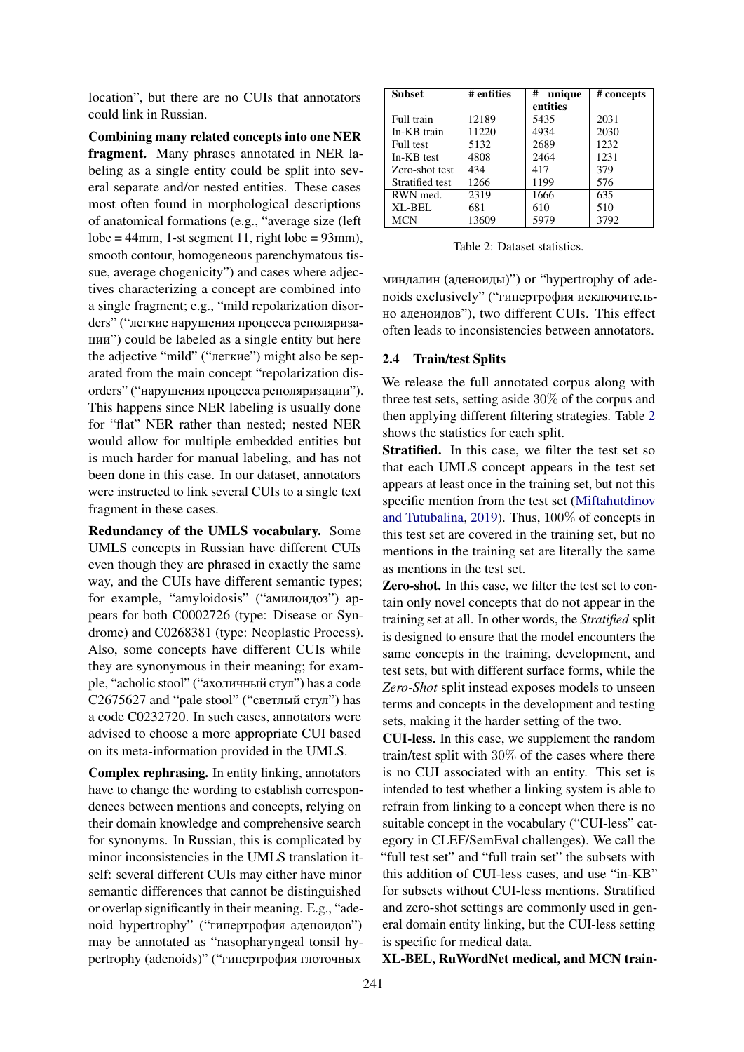location", but there are no CUIs that annotators could link in Russian.

**Combining many related concepts into one NER fragment.** Many phrases annotated in NER labeling as a single entity could be split into several separate and/or nested entities. These cases most often found in morphological descriptions of anatomical formations (e.g., "average size (left lobe = 44mm, 1-st segment 11, right lobe = 93mm), smooth contour, homogeneous parenchymatous tissue, average chogenicity") and cases where adjectives characterizing a concept are combined into a single fragment; e.g., "mild repolarization disorders" ("легкие нарушения процесса реполяризации") could be labeled as a single entity but here the adjective "mild" ("легкие") might also be separated from the main concept "repolarization disorders" ("нарушения процесса реполяризации"). This happens since NER labeling is usually done for "flat" NER rather than nested; nested NER would allow for multiple embedded entities but is much harder for manual labeling, and has not been done in this case. In our dataset, annotators were instructed to link several CUIs to a single text fragment in these cases.

**Redundancy of the UMLS vocabulary.** Some UMLS concepts in Russian have different CUIs even though they are phrased in exactly the same way, and the CUIs have different semantic types; for example, "amyloidosis" ("амилоидоз") appears for both C0002726 (type: Disease or Syndrome) and C0268381 (type: Neoplastic Process). Also, some concepts have different CUIs while they are synonymous in their meaning; for example, "acholic stool" ("ахоличный стул") has a code C2675627 and "pale stool" ("светлый стул") has a code C0232720. In such cases, annotators were advised to choose a more appropriate CUI based on its meta-information provided in the UMLS.

**Complex rephrasing.** In entity linking, annotators have to change the wording to establish correspondences between mentions and concepts, relying on their domain knowledge and comprehensive search for synonyms. In Russian, this is complicated by minor inconsistencies in the UMLS translation itself: several different CUIs may either have minor semantic differences that cannot be distinguished or overlap significantly in their meaning. E.g., "adenoid hypertrophy" ("гипертрофия аденоидов") may be annotated as "nasopharyngeal tonsil hypertrophy (adenoids)" ("гипертрофия глоточных миндалин (аденоиды)") or "hypertrophy of adenoids exclusively" ("гипертрофия исключительно аденоидов"), two different CUIs. This effect often leads to inconsistencies between annotators.

| Subset | # entities | # unique entities | # concepts |
|---|---|---|---|
| Full train | 12189 | 5435 | 2031 |
| In-KB train | 11220 | 4934 | 2030 |
| Full test | 5132 | 2689 | 1232 |
| In-KB test | 4808 | 2464 | 1231 |
| Zero-shot test | 434 | 417 | 379 |
| Stratified test | 1266 | 1199 | 576 |
| RWN med. | 2319 | 1666 | 635 |
| XL-BEL | 681 | 610 | 510 |
| MCN | 13609 | 5979 | 3792 |

Table 2: Dataset statistics.

## 2.4 Train/test Splits

We release the full annotated corpus along with three test sets, setting aside 30% of the corpus and then applying different filtering strategies. Table 2 shows the statistics for each split.

**Stratified.** In this case, we filter the test set so that each UMLS concept appears in the test set appears at least once in the training set, but not this specific mention from the test set (Miftahutdinov and Tutubalina, 2019). Thus, 100% of concepts in this test set are covered in the training set, but no mentions in the training set are literally the same as mentions in the test set.

**Zero-shot.** In this case, we filter the test set to contain only novel concepts that do not appear in the training set at all. In other words, the *Stratified* split is designed to ensure that the model encounters the same concepts in the training, development, and test sets, but with different surface forms, while the *Zero-Shot* split instead exposes models to unseen terms and concepts in the development and testing sets, making it the harder setting of the two.

**CUI-less.** In this case, we supplement the random train/test split with 30% of the cases where there is no CUI associated with an entity. This set is intended to test whether a linking system is able to refrain from linking to a concept when there is no suitable concept in the vocabulary ("CUI-less" category in CLEF/SemEval challenges). We call the "full test set" and "full train set" the subsets with this addition of CUI-less cases, and use "in-KB" for subsets without CUI-less mentions. Stratified and zero-shot settings are commonly used in general domain entity linking, but the CUI-less setting is specific for medical data.

**XL-BEL, RuWordNet medical, and MCN train-**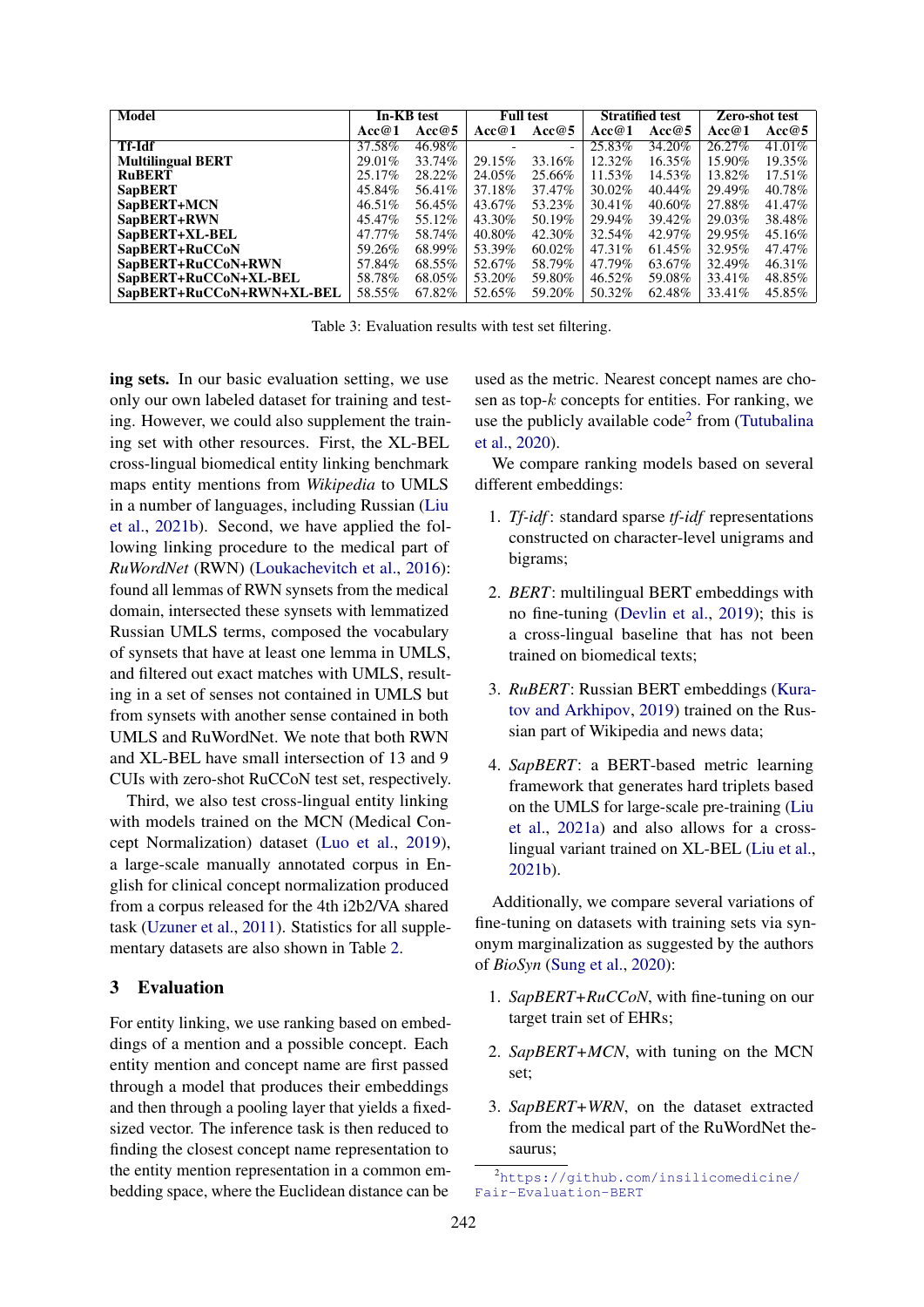| Model | In-KB test | | Full test | | Stratified test | | Zero-shot test | |
|---|---|---|---|---|---|---|---|---|
| | Acc@1 | Acc@5 | Acc@1 | Acc@5 | Acc@1 | Acc@5 | Acc@1 | Acc@5 |
| **Tf-Idf** | 37.58% | 46.98% | - | - | 25.83% | 34.20% | 26.27% | 41.01% |
| **Multilingual BERT** | 29.01% | 33.74% | 29.15% | 33.16% | 12.32% | 16.35% | 15.90% | 19.35% |
| **RuBERT** | 25.17% | 28.22% | 24.05% | 25.66% | 11.53% | 14.53% | 13.82% | 17.51% |
| **SapBERT** | 45.84% | 56.41% | 37.18% | 37.47% | 30.02% | 40.44% | 29.49% | 40.78% |
| **SapBERT+MCN** | 46.51% | 56.45% | 43.67% | 53.23% | 30.41% | 40.60% | 27.88% | 41.47% |
| **SapBERT+RWN** | 45.47% | 55.12% | 43.30% | 50.19% | 29.94% | 39.42% | 29.03% | 38.48% |
| **SapBERT+XL-BEL** | 47.77% | 58.74% | 40.80% | 42.30% | 32.54% | 42.97% | 29.95% | 45.16% |
| **SapBERT+RuCCoN** | 59.26% | 68.99% | 53.39% | 60.02% | 47.31% | 61.45% | 32.95% | 47.47% |
| **SapBERT+RuCCoN+RWN** | 57.84% | 68.55% | 52.67% | 58.79% | 47.79% | 63.67% | 32.49% | 46.31% |
| **SapBERT+RuCCoN+XL-BEL** | 58.78% | 68.05% | 53.20% | 59.80% | 46.52% | 59.08% | 33.41% | 48.85% |
| **SapBERT+RuCCoN+RWN+XL-BEL** | 58.55% | 67.82% | 52.65% | 59.20% | 50.32% | 62.48% | 33.41% | 45.85% |

Table 3: Evaluation results with test set filtering.

**ing sets.** In our basic evaluation setting, we use only our own labeled dataset for training and testing. However, we could also supplement the training set with other resources. First, the XL-BEL cross-lingual biomedical entity linking benchmark maps entity mentions from *Wikipedia* to UMLS in a number of languages, including Russian (Liu et al., 2021b). Second, we have applied the following linking procedure to the medical part of *RuWordNet* (RWN) (Loukachevitch et al., 2016): found all lemmas of RWN synsets from the medical domain, intersected these synsets with lemmatized Russian UMLS terms, composed the vocabulary of synsets that have at least one lemma in UMLS, and filtered out exact matches with UMLS, resulting in a set of senses not contained in UMLS but from synsets with another sense contained in both UMLS and RuWordNet. We note that both RWN and XL-BEL have small intersection of 13 and 9 CUIs with zero-shot RuCCoN test set, respectively.

Third, we also test cross-lingual entity linking with models trained on the MCN (Medical Concept Normalization) dataset (Luo et al., 2019), a large-scale manually annotated corpus in English for clinical concept normalization produced from a corpus released for the 4th i2b2/VA shared task (Uzuner et al., 2011). Statistics for all supplementary datasets are also shown in Table 2.

## 3 Evaluation

For entity linking, we use ranking based on embeddings of a mention and a possible concept. Each entity mention and concept name are first passed through a model that produces their embeddings and then through a pooling layer that yields a fixed-sized vector. The inference task is then reduced to finding the closest concept name representation to the entity mention representation in a common embedding space, where the Euclidean distance can be used as the metric. Nearest concept names are chosen as top-$k$ concepts for entities. For ranking, we use the publicly available code[2] from (Tutubalina et al., 2020).

We compare ranking models based on several different embeddings:

1. *Tf-idf*: standard sparse *tf-idf* representations constructed on character-level unigrams and bigrams;
2. *BERT*: multilingual BERT embeddings with no fine-tuning (Devlin et al., 2019); this is a cross-lingual baseline that has not been trained on biomedical texts;
3. *RuBERT*: Russian BERT embeddings (Kuratov and Arkhipov, 2019) trained on the Russian part of Wikipedia and news data;
4. *SapBERT*: a BERT-based metric learning framework that generates hard triplets based on the UMLS for large-scale pre-training (Liu et al., 2021a) and also allows for a cross-lingual variant trained on XL-BEL (Liu et al., 2021b).

Additionally, we compare several variations of fine-tuning on datasets with training sets via synonym marginalization as suggested by the authors of *BioSyn* (Sung et al., 2020):

1. *SapBERT+RuCCoN*, with fine-tuning on our target train set of EHRs;
2. *SapBERT+MCN*, with tuning on the MCN set;
3. *SapBERT+WRN*, on the dataset extracted from the medical part of the RuWordNet thesaurus;

[2] https://github.com/insilicomedicine/Fair-Evaluation-BERT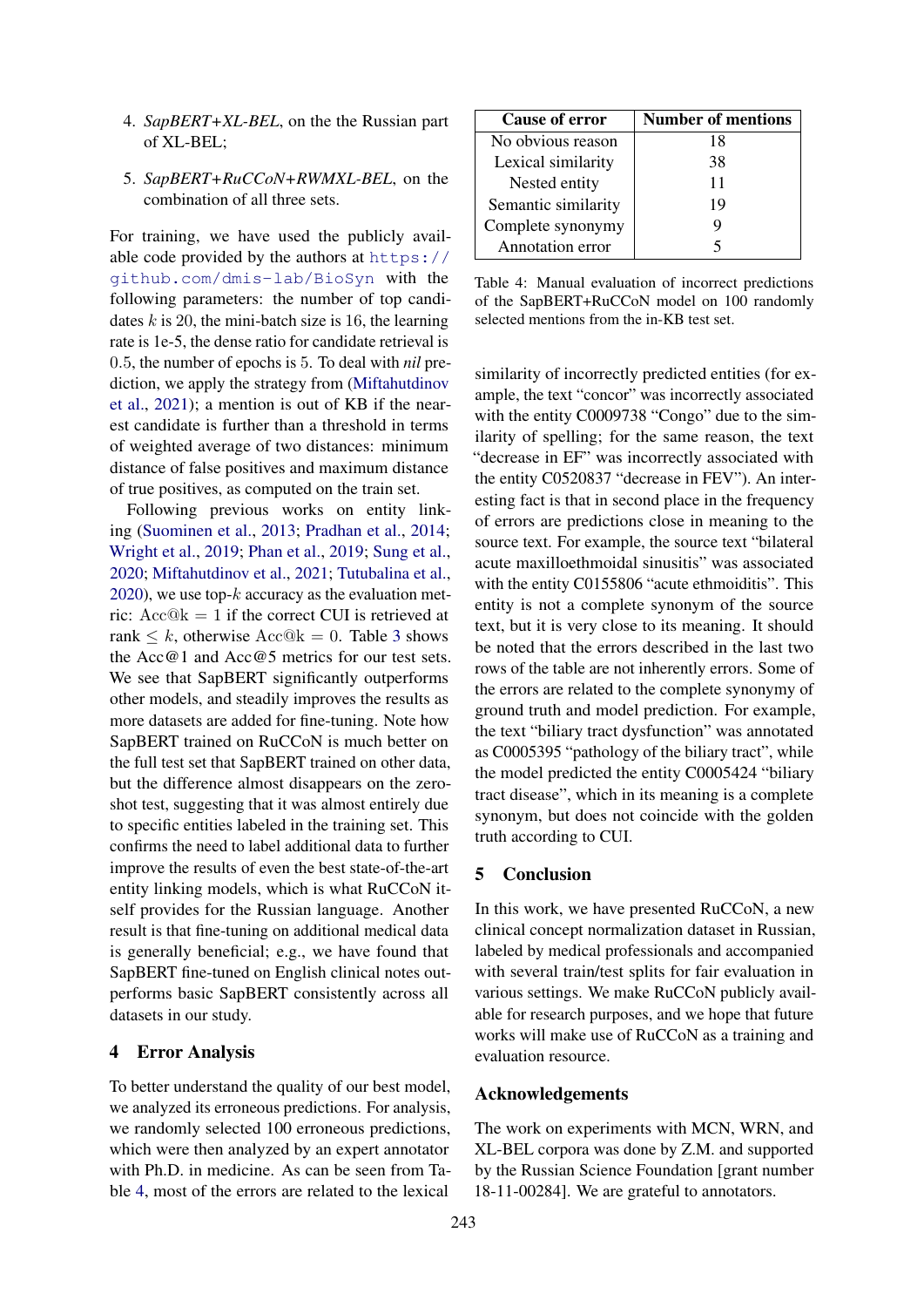4. *SapBERT+XL-BEL*, on the the Russian part of XL-BEL;

5. *SapBERT+RuCCoN+RWMXL-BEL*, on the combination of all three sets.

For training, we have used the publicly available code provided by the authors at https://github.com/dmis-lab/BioSyn with the following parameters: the number of top candidates $k$ is 20, the mini-batch size is 16, the learning rate is 1e-5, the dense ratio for candidate retrieval is 0.5, the number of epochs is 5. To deal with *nil* prediction, we apply the strategy from (Miftahutdinov et al., 2021); a mention is out of KB if the nearest candidate is further than a threshold in terms of weighted average of two distances: minimum distance of false positives and maximum distance of true positives, as computed on the train set.

Following previous works on entity linking (Suominen et al., 2013; Pradhan et al., 2014; Wright et al., 2019; Phan et al., 2019; Sung et al., 2020; Miftahutdinov et al., 2021; Tutubalina et al., 2020), we use top-$k$ accuracy as the evaluation metric: $\text{Acc@k} = 1$ if the correct CUI is retrieved at rank $\leq k$, otherwise $\text{Acc@k} = 0$. Table 3 shows the Acc@1 and Acc@5 metrics for our test sets. We see that SapBERT significantly outperforms other models, and steadily improves the results as more datasets are added for fine-tuning. Note how SapBERT trained on RuCCoN is much better on the full test set that SapBERT trained on other data, but the difference almost disappears on the zero-shot test, suggesting that it was almost entirely due to specific entities labeled in the training set. This confirms the need to label additional data to further improve the results of even the best state-of-the-art entity linking models, which is what RuCCoN itself provides for the Russian language. Another result is that fine-tuning on additional medical data is generally beneficial; e.g., we have found that SapBERT fine-tuned on English clinical notes outperforms basic SapBERT consistently across all datasets in our study.

## 4 Error Analysis

To better understand the quality of our best model, we analyzed its erroneous predictions. For analysis, we randomly selected 100 erroneous predictions, which were then analyzed by an expert annotator with Ph.D. in medicine. As can be seen from Table 4, most of the errors are related to the lexical similarity of incorrectly predicted entities (for example, the text "concor" was incorrectly associated with the entity C0009738 "Congo" due to the similarity of spelling; for the same reason, the text "decrease in EF" was incorrectly associated with the entity C0520837 "decrease in FEV"). An interesting fact is that in second place in the frequency of errors are predictions close in meaning to the source text. For example, the source text "bilateral acute maxilloethmoidal sinusitis" was associated with the entity C0155806 "acute ethmoiditis". This entity is not a complete synonym of the source text, but it is very close to its meaning. It should be noted that the errors described in the last two rows of the table are not inherently errors. Some of the errors are related to the complete synonymy of ground truth and model prediction. For example, the text "biliary tract dysfunction" was annotated as C0005395 "pathology of the biliary tract", while the model predicted the entity C0005424 "biliary tract disease", which in its meaning is a complete synonym, but does not coincide with the golden truth according to CUI.

| Cause of error | Number of mentions |
|---|---|
| No obvious reason | 18 |
| Lexical similarity | 38 |
| Nested entity | 11 |
| Semantic similarity | 19 |
| Complete synonymy | 9 |
| Annotation error | 5 |

Table 4: Manual evaluation of incorrect predictions of the SapBERT+RuCCoN model on 100 randomly selected mentions from the in-KB test set.

## 5 Conclusion

In this work, we have presented RuCCoN, a new clinical concept normalization dataset in Russian, labeled by medical professionals and accompanied with several train/test splits for fair evaluation in various settings. We make RuCCoN publicly available for research purposes, and we hope that future works will make use of RuCCoN as a training and evaluation resource.

## Acknowledgements

The work on experiments with MCN, WRN, and XL-BEL corpora was done by Z.M. and supported by the Russian Science Foundation [grant number 18-11-00284]. We are grateful to annotators.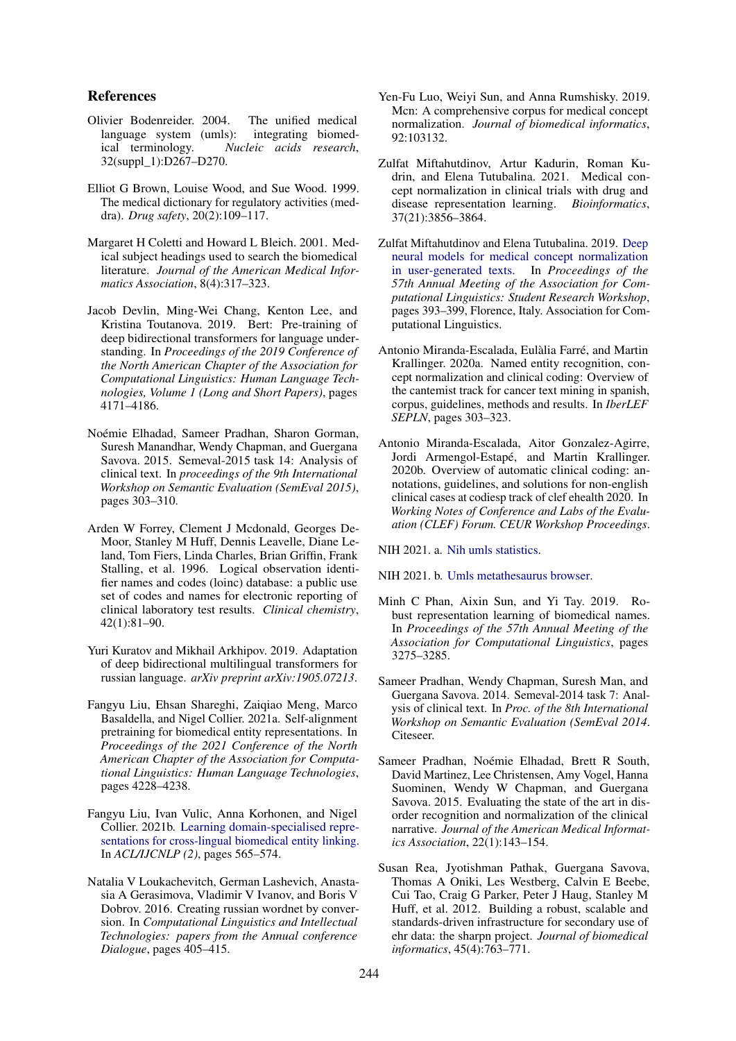## References

Olivier Bodenreider. 2004. The unified medical language system (umls): integrating biomedical terminology. *Nucleic acids research*, 32(suppl_1):D267–D270.

Elliot G Brown, Louise Wood, and Sue Wood. 1999. The medical dictionary for regulatory activities (meddra). *Drug safety*, 20(2):109–117.

Margaret H Coletti and Howard L Bleich. 2001. Medical subject headings used to search the biomedical literature. *Journal of the American Medical Informatics Association*, 8(4):317–323.

Jacob Devlin, Ming-Wei Chang, Kenton Lee, and Kristina Toutanova. 2019. Bert: Pre-training of deep bidirectional transformers for language understanding. In *Proceedings of the 2019 Conference of the North American Chapter of the Association for Computational Linguistics: Human Language Technologies, Volume 1 (Long and Short Papers)*, pages 4171–4186.

Noémie Elhadad, Sameer Pradhan, Sharon Gorman, Suresh Manandhar, Wendy Chapman, and Guergana Savova. 2015. Semeval-2015 task 14: Analysis of clinical text. In *proceedings of the 9th International Workshop on Semantic Evaluation (SemEval 2015)*, pages 303–310.

Arden W Forrey, Clement J Mcdonald, Georges DeMoor, Stanley M Huff, Dennis Leavelle, Diane Leland, Tom Fiers, Linda Charles, Brian Griffin, Frank Stalling, et al. 1996. Logical observation identifier names and codes (loinc) database: a public use set of codes and names for electronic reporting of clinical laboratory test results. *Clinical chemistry*, 42(1):81–90.

Yuri Kuratov and Mikhail Arkhipov. 2019. Adaptation of deep bidirectional multilingual transformers for russian language. *arXiv preprint arXiv:1905.07213*.

Fangyu Liu, Ehsan Shareghi, Zaiqiao Meng, Marco Basaldella, and Nigel Collier. 2021a. Self-alignment pretraining for biomedical entity representations. In *Proceedings of the 2021 Conference of the North American Chapter of the Association for Computational Linguistics: Human Language Technologies*, pages 4228–4238.

Fangyu Liu, Ivan Vulic, Anna Korhonen, and Nigel Collier. 2021b. Learning domain-specialised representations for cross-lingual biomedical entity linking. In *ACL/IJCNLP (2)*, pages 565–574.

Natalia V Loukachevitch, German Lashevich, Anastasia A Gerasimova, Vladimir V Ivanov, and Boris V Dobrov. 2016. Creating russian wordnet by conversion. In *Computational Linguistics and Intellectual Technologies: papers from the Annual conference Dialogue*, pages 405–415.

Yen-Fu Luo, Weiyi Sun, and Anna Rumshisky. 2019. Mcn: A comprehensive corpus for medical concept normalization. *Journal of biomedical informatics*, 92:103132.

Zulfat Miftahutdinov, Artur Kadurin, Roman Kudrin, and Elena Tutubalina. 2021. Medical concept normalization in clinical trials with drug and disease representation learning. *Bioinformatics*, 37(21):3856–3864.

Zulfat Miftahutdinov and Elena Tutubalina. 2019. Deep neural models for medical concept normalization in user-generated texts. In *Proceedings of the 57th Annual Meeting of the Association for Computational Linguistics: Student Research Workshop*, pages 393–399, Florence, Italy. Association for Computational Linguistics.

Antonio Miranda-Escalada, Eulàlia Farré, and Martin Krallinger. 2020a. Named entity recognition, concept normalization and clinical coding: Overview of the cantemist track for cancer text mining in spanish, corpus, guidelines, methods and results. In *IberLEF SEPLN*, pages 303–323.

Antonio Miranda-Escalada, Aitor Gonzalez-Agirre, Jordi Armengol-Estapé, and Martin Krallinger. 2020b. Overview of automatic clinical coding: annotations, guidelines, and solutions for non-english clinical cases at codiesp track of clef ehealth 2020. In *Working Notes of Conference and Labs of the Evaluation (CLEF) Forum. CEUR Workshop Proceedings*.

NIH 2021. a. Nih umls statistics.

NIH 2021. b. Umls metathesaurus browser.

Minh C Phan, Aixin Sun, and Yi Tay. 2019. Robust representation learning of biomedical names. In *Proceedings of the 57th Annual Meeting of the Association for Computational Linguistics*, pages 3275–3285.

Sameer Pradhan, Wendy Chapman, Suresh Man, and Guergana Savova. 2014. Semeval-2014 task 7: Analysis of clinical text. In *Proc. of the 8th International Workshop on Semantic Evaluation (SemEval 2014*. Citeseer.

Sameer Pradhan, Noémie Elhadad, Brett R South, David Martinez, Lee Christensen, Amy Vogel, Hanna Suominen, Wendy W Chapman, and Guergana Savova. 2015. Evaluating the state of the art in disorder recognition and normalization of the clinical narrative. *Journal of the American Medical Informatics Association*, 22(1):143–154.

Susan Rea, Jyotishman Pathak, Guergana Savova, Thomas A Oniki, Les Westberg, Calvin E Beebe, Cui Tao, Craig G Parker, Peter J Haug, Stanley M Huff, et al. 2012. Building a robust, scalable and standards-driven infrastructure for secondary use of ehr data: the sharpn project. *Journal of biomedical informatics*, 45(4):763–771.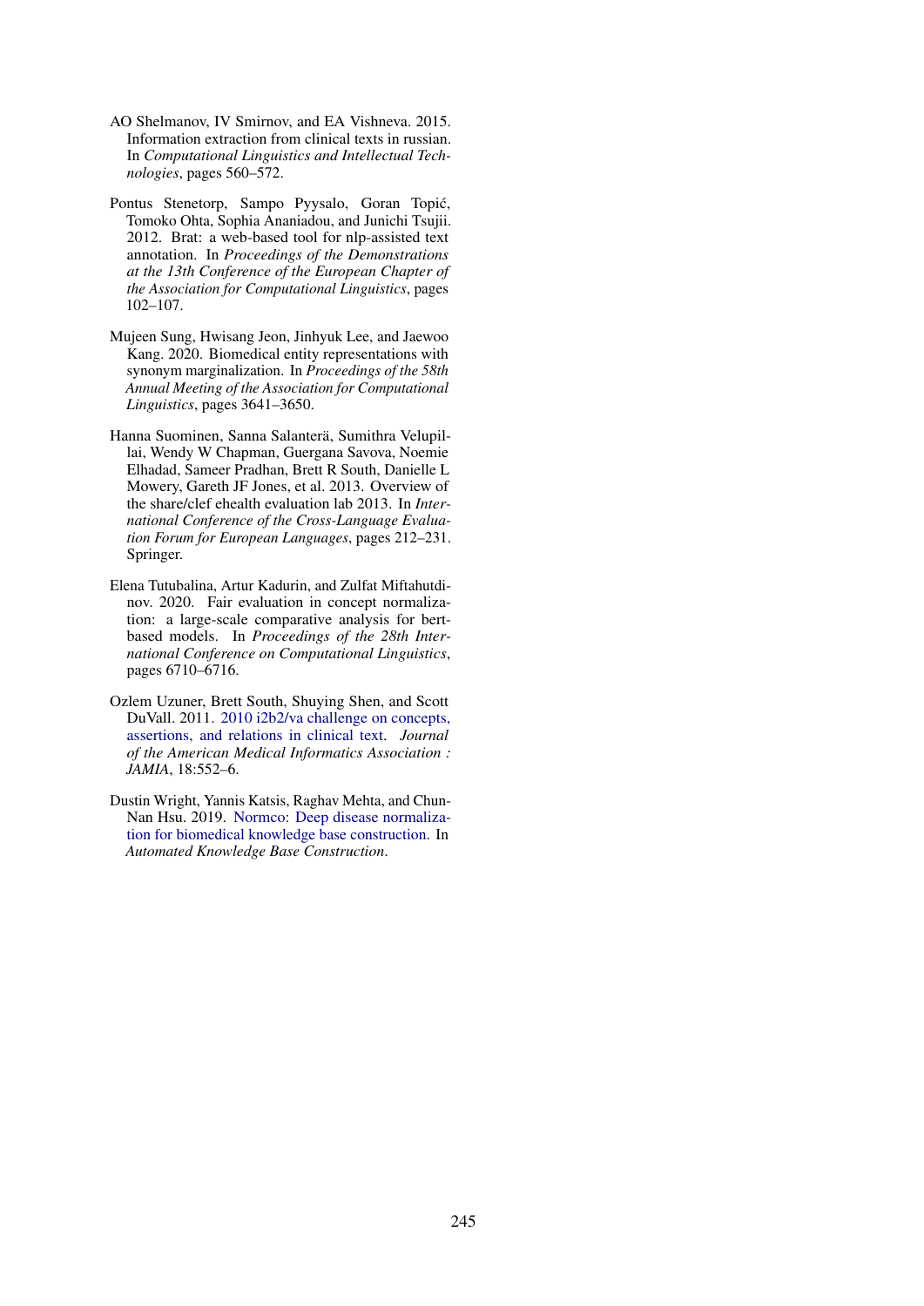AO Shelmanov, IV Smirnov, and EA Vishneva. 2015. Information extraction from clinical texts in russian. In *Computational Linguistics and Intellectual Technologies*, pages 560–572.

Pontus Stenetorp, Sampo Pyysalo, Goran Topić, Tomoko Ohta, Sophia Ananiadou, and Junichi Tsujii. 2012. Brat: a web-based tool for nlp-assisted text annotation. In *Proceedings of the Demonstrations at the 13th Conference of the European Chapter of the Association for Computational Linguistics*, pages 102–107.

Mujeen Sung, Hwisang Jeon, Jinhyuk Lee, and Jaewoo Kang. 2020. Biomedical entity representations with synonym marginalization. In *Proceedings of the 58th Annual Meeting of the Association for Computational Linguistics*, pages 3641–3650.

Hanna Suominen, Sanna Salanterä, Sumithra Velupillai, Wendy W Chapman, Guergana Savova, Noemie Elhadad, Sameer Pradhan, Brett R South, Danielle L Mowery, Gareth JF Jones, et al. 2013. Overview of the share/clef ehealth evaluation lab 2013. In *International Conference of the Cross-Language Evaluation Forum for European Languages*, pages 212–231. Springer.

Elena Tutubalina, Artur Kadurin, and Zulfat Miftahutdinov. 2020. Fair evaluation in concept normalization: a large-scale comparative analysis for bert-based models. In *Proceedings of the 28th International Conference on Computational Linguistics*, pages 6710–6716.

Ozlem Uzuner, Brett South, Shuying Shen, and Scott DuVall. 2011. 2010 i2b2/va challenge on concepts, assertions, and relations in clinical text. *Journal of the American Medical Informatics Association : JAMIA*, 18:552–6.

Dustin Wright, Yannis Katsis, Raghav Mehta, and Chun-Nan Hsu. 2019. Normco: Deep disease normalization for biomedical knowledge base construction. In *Automated Knowledge Base Construction*.